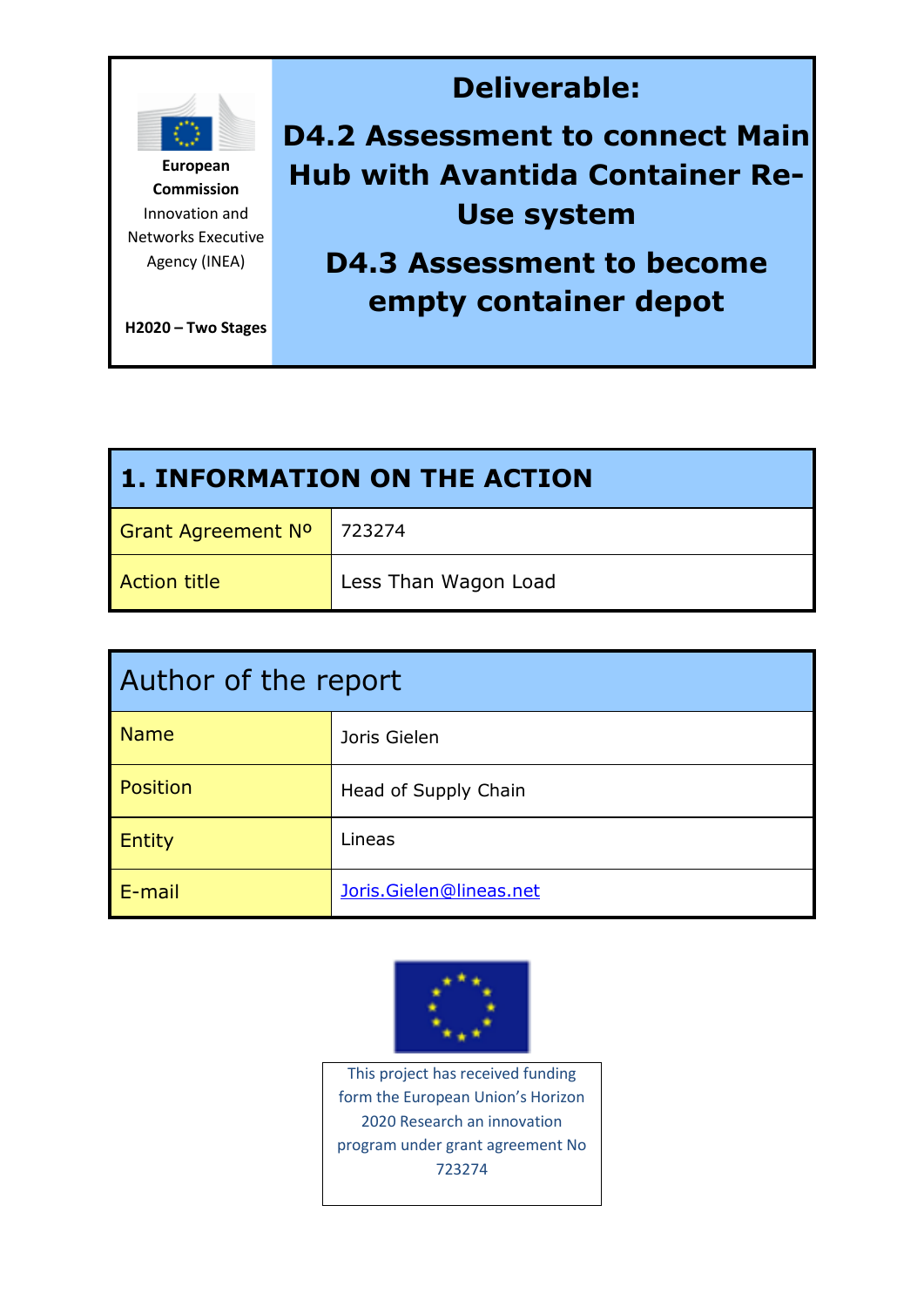| European Commission Innovation and Networks Executive Agency (INEA) H2020 – Two Stages | **Deliverable:** **D4.2 Assessment to connect Main Hub with Avantida Container Re-Use system** **D4.3 Assessment to become empty container depot** |
|---|---|

## 1. INFORMATION ON THE ACTION

| | |
|---|---|
| Grant Agreement Nº | 723274 |
| Action title | Less Than Wagon Load |

## Author of the report

| | |
|---|---|
| Name | Joris Gielen |
| Position | Head of Supply Chain |
| Entity | Lineas |
| E-mail | Joris.Gielen@lineas.net |

This project has received funding form the European Union's Horizon 2020 Research an innovation program under grant agreement No 723274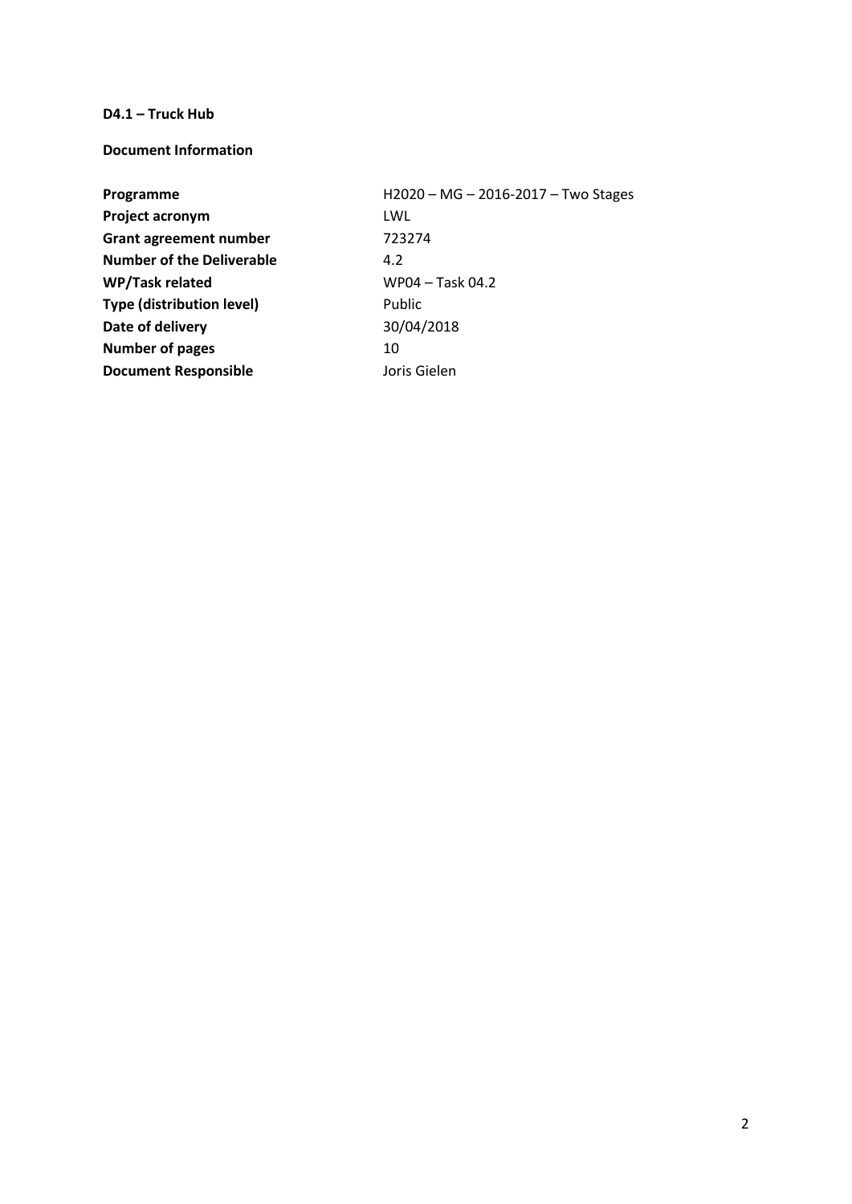**D4.1 – Truck Hub**

**Document Information**

| | |
|---|---|
| **Programme** | H2020 – MG – 2016-2017 – Two Stages |
| **Project acronym** | LWL |
| **Grant agreement number** | 723274 |
| **Number of the Deliverable** | 4.2 |
| **WP/Task related** | WP04 – Task 04.2 |
| **Type (distribution level)** | Public |
| **Date of delivery** | 30/04/2018 |
| **Number of pages** | 10 |
| **Document Responsible** | Joris Gielen |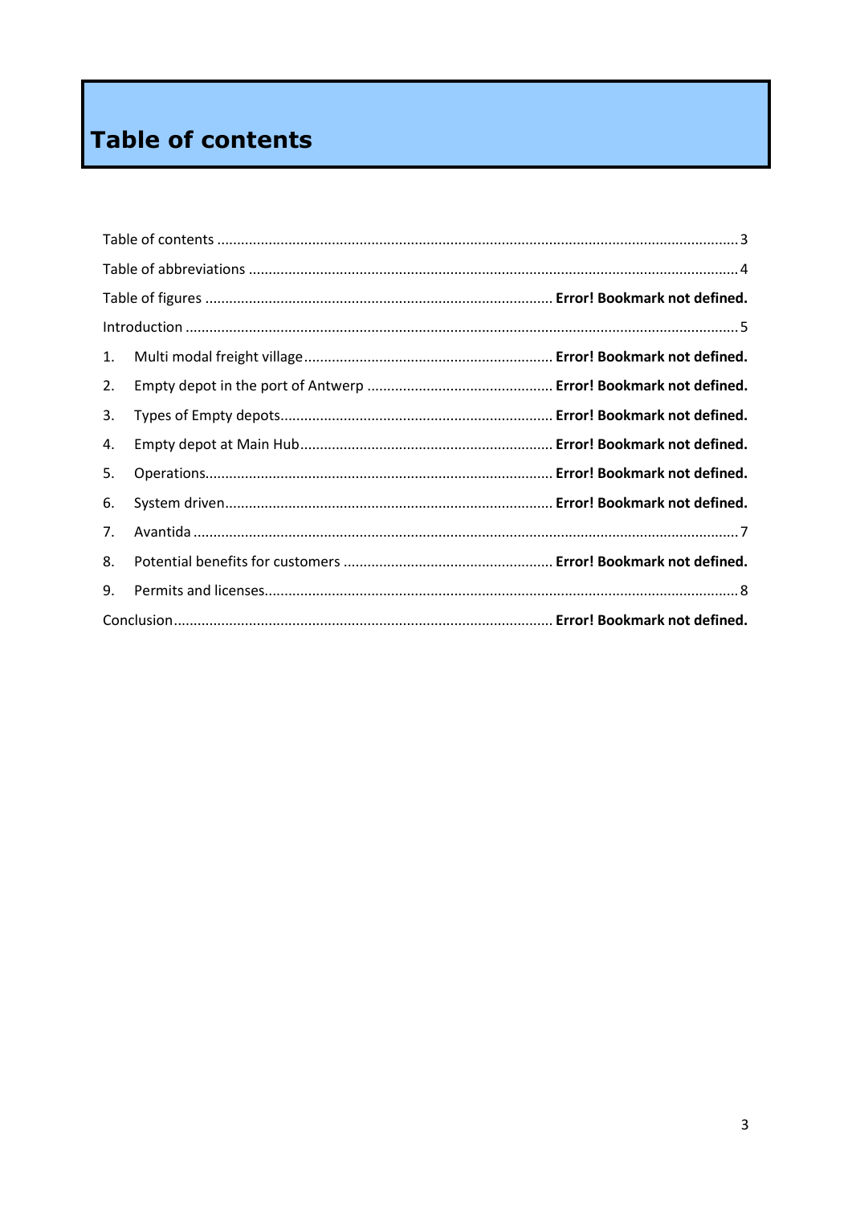# Table of contents

Table of contents ........................................................................................................................... 3

Table of abbreviations ..................................................................................................................... 4

Table of figures ....................................................................................... **Error! Bookmark not defined.**

Introduction .................................................................................................................................... 5

1. Multi modal freight village .............................................................. **Error! Bookmark not defined.**
2. Empty depot in the port of Antwerp ............................................... **Error! Bookmark not defined.**
3. Types of Empty depots.................................................................... **Error! Bookmark not defined.**
4. Empty depot at Main Hub ............................................................... **Error! Bookmark not defined.**
5. Operations....................................................................................... **Error! Bookmark not defined.**
6. System driven.................................................................................. **Error! Bookmark not defined.**
7. Avantida ........................................................................................................................................ 7
8. Potential benefits for customers .................................................... **Error! Bookmark not defined.**
9. Permits and licenses....................................................................................................................... 8

Conclusion.............................................................................................. **Error! Bookmark not defined.**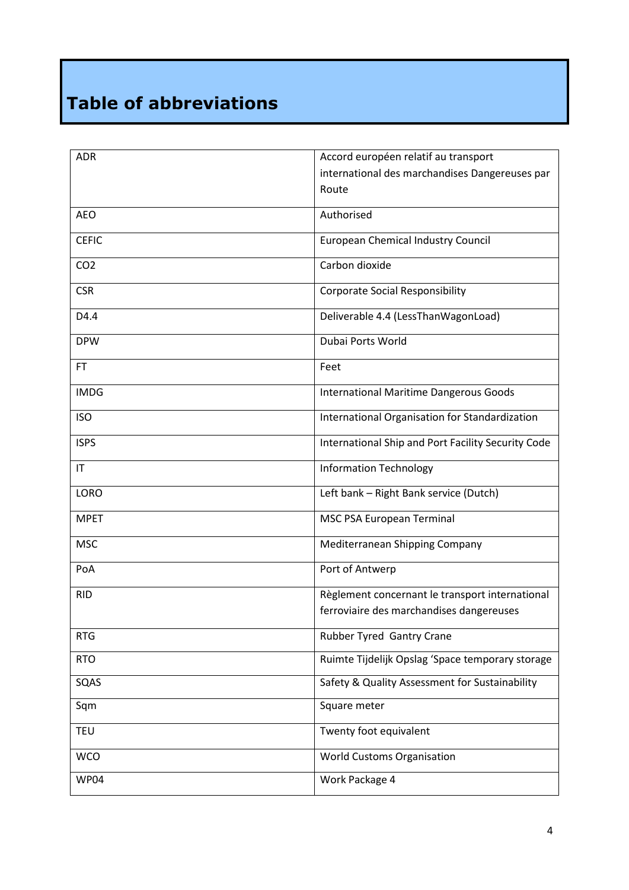# Table of abbreviations

| | |
|---|---|
| ADR | Accord européen relatif au transport international des marchandises Dangereuses par Route |
| AEO | Authorised |
| CEFIC | European Chemical Industry Council |
| $CO_2$ | Carbon dioxide |
| CSR | Corporate Social Responsibility |
| D4.4 | Deliverable 4.4 (LessThanWagonLoad) |
| DPW | Dubai Ports World |
| FT | Feet |
| IMDG | International Maritime Dangerous Goods |
| ISO | International Organisation for Standardization |
| ISPS | International Ship and Port Facility Security Code |
| IT | Information Technology |
| LORO | Left bank – Right Bank service (Dutch) |
| MPET | MSC PSA European Terminal |
| MSC | Mediterranean Shipping Company |
| PoA | Port of Antwerp |
| RID | Règlement concernant le transport international ferroviaire des marchandises dangereuses |
| RTG | Rubber Tyred Gantry Crane |
| RTO | Ruimte Tijdelijk Opslag 'Space temporary storage |
| SQAS | Safety & Quality Assessment for Sustainability |
| Sqm | Square meter |
| TEU | Twenty foot equivalent |
| WCO | World Customs Organisation |
| WP04 | Work Package 4 |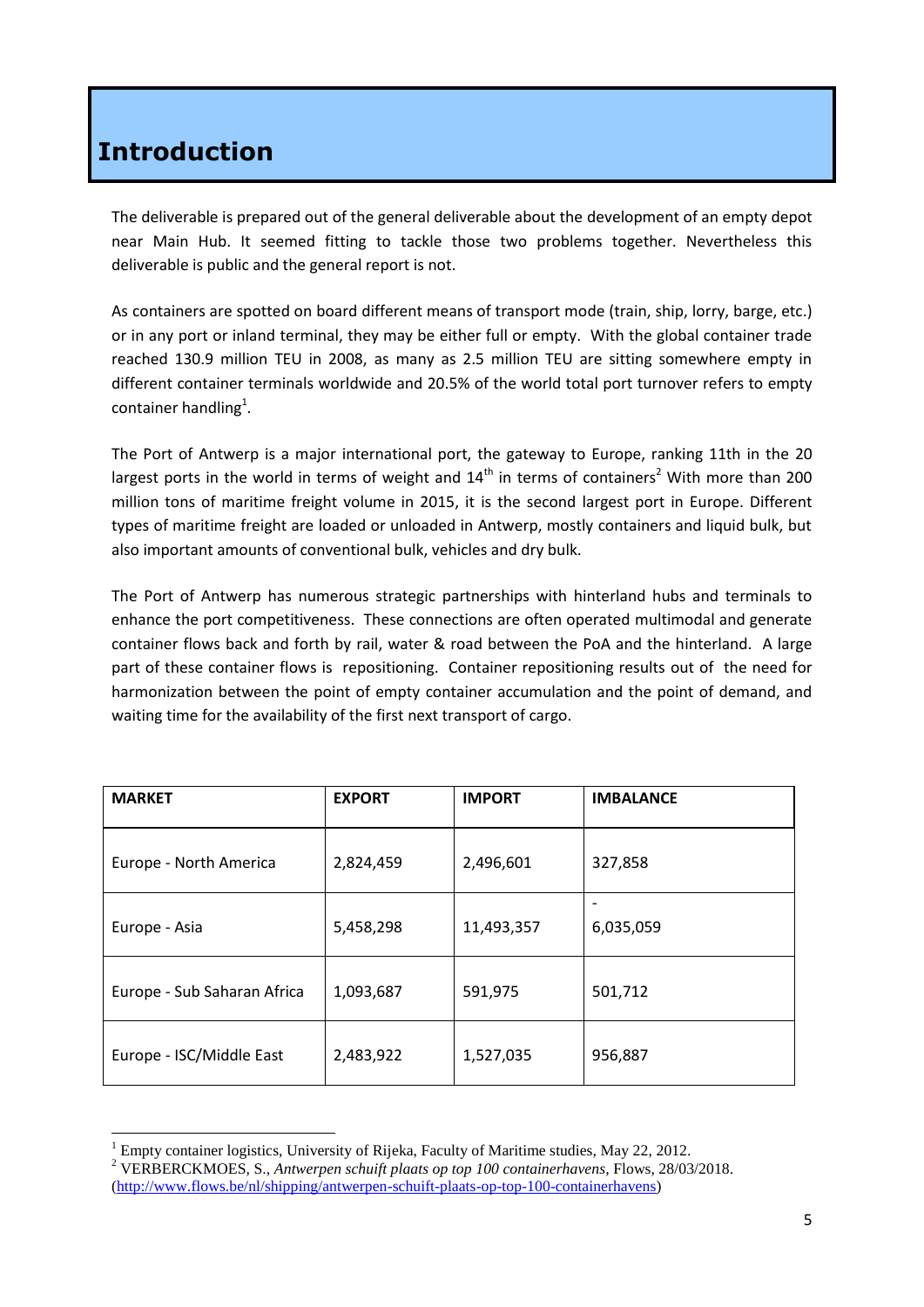# Introduction

The deliverable is prepared out of the general deliverable about the development of an empty depot near Main Hub. It seemed fitting to tackle those two problems together. Nevertheless this deliverable is public and the general report is not.

As containers are spotted on board different means of transport mode (train, ship, lorry, barge, etc.) or in any port or inland terminal, they may be either full or empty. With the global container trade reached 130.9 million TEU in 2008, as many as 2.5 million TEU are sitting somewhere empty in different container terminals worldwide and 20.5% of the world total port turnover refers to empty container handling[1].

The Port of Antwerp is a major international port, the gateway to Europe, ranking 11th in the 20 largest ports in the world in terms of weight and 14th in terms of containers[2] With more than 200 million tons of maritime freight volume in 2015, it is the second largest port in Europe. Different types of maritime freight are loaded or unloaded in Antwerp, mostly containers and liquid bulk, but also important amounts of conventional bulk, vehicles and dry bulk.

The Port of Antwerp has numerous strategic partnerships with hinterland hubs and terminals to enhance the port competitiveness. These connections are often operated multimodal and generate container flows back and forth by rail, water & road between the PoA and the hinterland. A large part of these container flows is repositioning. Container repositioning results out of the need for harmonization between the point of empty container accumulation and the point of demand, and waiting time for the availability of the first next transport of cargo.

| MARKET | EXPORT | IMPORT | IMBALANCE |
|---|---|---|---|
| Europe - North America | 2,824,459 | 2,496,601 | 327,858 |
| Europe - Asia | 5,458,298 | 11,493,357 | -6,035,059 |
| Europe - Sub Saharan Africa | 1,093,687 | 591,975 | 501,712 |
| Europe - ISC/Middle East | 2,483,922 | 1,527,035 | 956,887 |

[1] Empty container logistics, University of Rijeka, Faculty of Maritime studies, May 22, 2012.

[2] VERBERCKMOES, S., *Antwerpen schuift plaats op top 100 containerhavens*, Flows, 28/03/2018. (http://www.flows.be/nl/shipping/antwerpen-schuift-plaats-op-top-100-containerhavens)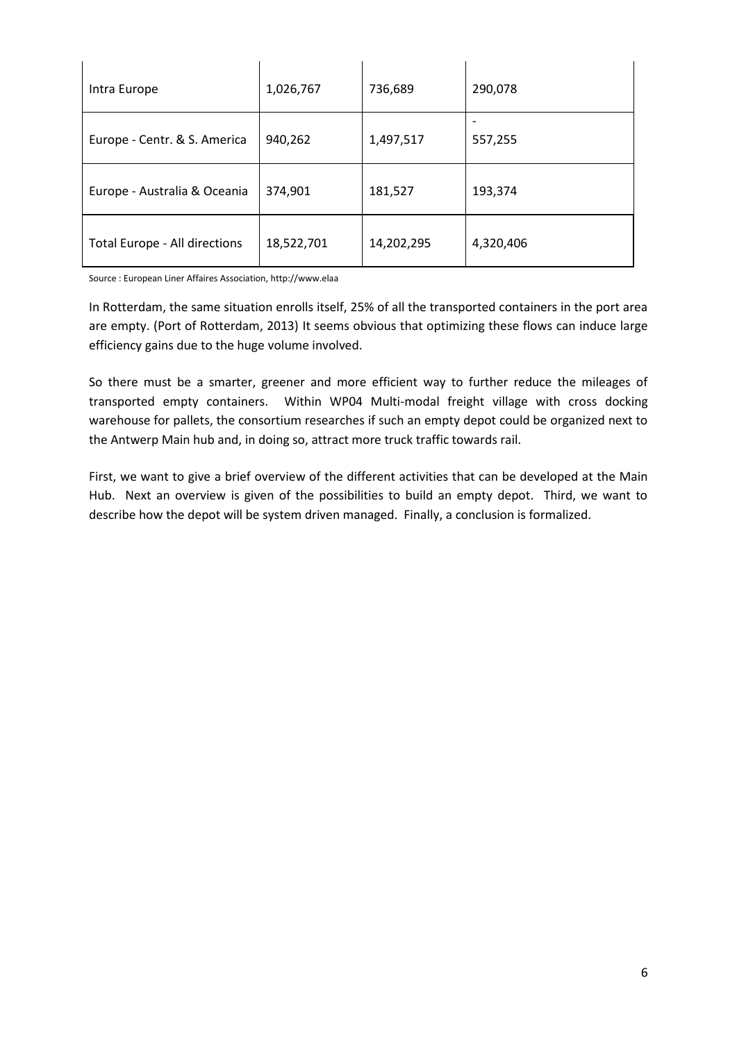| | | | |
|---|---|---|---|
| Intra Europe | 1,026,767 | 736,689 | 290,078 |
| Europe - Centr. & S. America | 940,262 | 1,497,517 | - 557,255 |
| Europe - Australia & Oceania | 374,901 | 181,527 | 193,374 |
| Total Europe - All directions | 18,522,701 | 14,202,295 | 4,320,406 |

Source : European Liner Affaires Association, http://www.elaa

In Rotterdam, the same situation enrolls itself, 25% of all the transported containers in the port area are empty. (Port of Rotterdam, 2013) It seems obvious that optimizing these flows can induce large efficiency gains due to the huge volume involved.

So there must be a smarter, greener and more efficient way to further reduce the mileages of transported empty containers. Within WP04 Multi-modal freight village with cross docking warehouse for pallets, the consortium researches if such an empty depot could be organized next to the Antwerp Main hub and, in doing so, attract more truck traffic towards rail.

First, we want to give a brief overview of the different activities that can be developed at the Main Hub. Next an overview is given of the possibilities to build an empty depot. Third, we want to describe how the depot will be system driven managed. Finally, a conclusion is formalized.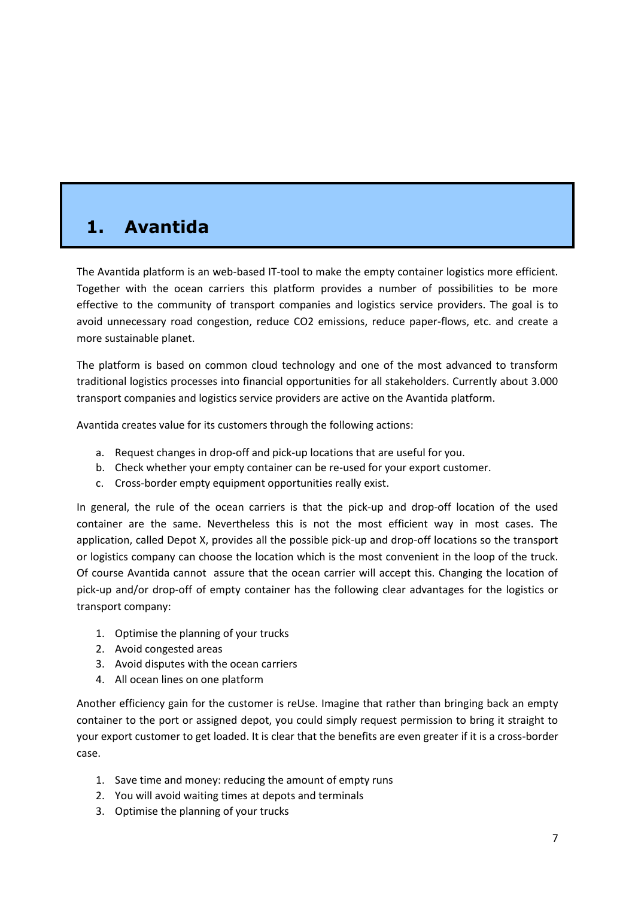# 1. Avantida

The Avantida platform is an web-based IT-tool to make the empty container logistics more efficient. Together with the ocean carriers this platform provides a number of possibilities to be more effective to the community of transport companies and logistics service providers. The goal is to avoid unnecessary road congestion, reduce $CO_2$ emissions, reduce paper-flows, etc. and create a more sustainable planet.

The platform is based on common cloud technology and one of the most advanced to transform traditional logistics processes into financial opportunities for all stakeholders. Currently about 3.000 transport companies and logistics service providers are active on the Avantida platform.

Avantida creates value for its customers through the following actions:

a. Request changes in drop-off and pick-up locations that are useful for you.
b. Check whether your empty container can be re-used for your export customer.
c. Cross-border empty equipment opportunities really exist.

In general, the rule of the ocean carriers is that the pick-up and drop-off location of the used container are the same. Nevertheless this is not the most efficient way in most cases. The application, called Depot X, provides all the possible pick-up and drop-off locations so the transport or logistics company can choose the location which is the most convenient in the loop of the truck. Of course Avantida cannot assure that the ocean carrier will accept this. Changing the location of pick-up and/or drop-off of empty container has the following clear advantages for the logistics or transport company:

1. Optimise the planning of your trucks
2. Avoid congested areas
3. Avoid disputes with the ocean carriers
4. All ocean lines on one platform

Another efficiency gain for the customer is reUse. Imagine that rather than bringing back an empty container to the port or assigned depot, you could simply request permission to bring it straight to your export customer to get loaded. It is clear that the benefits are even greater if it is a cross-border case.

1. Save time and money: reducing the amount of empty runs
2. You will avoid waiting times at depots and terminals
3. Optimise the planning of your trucks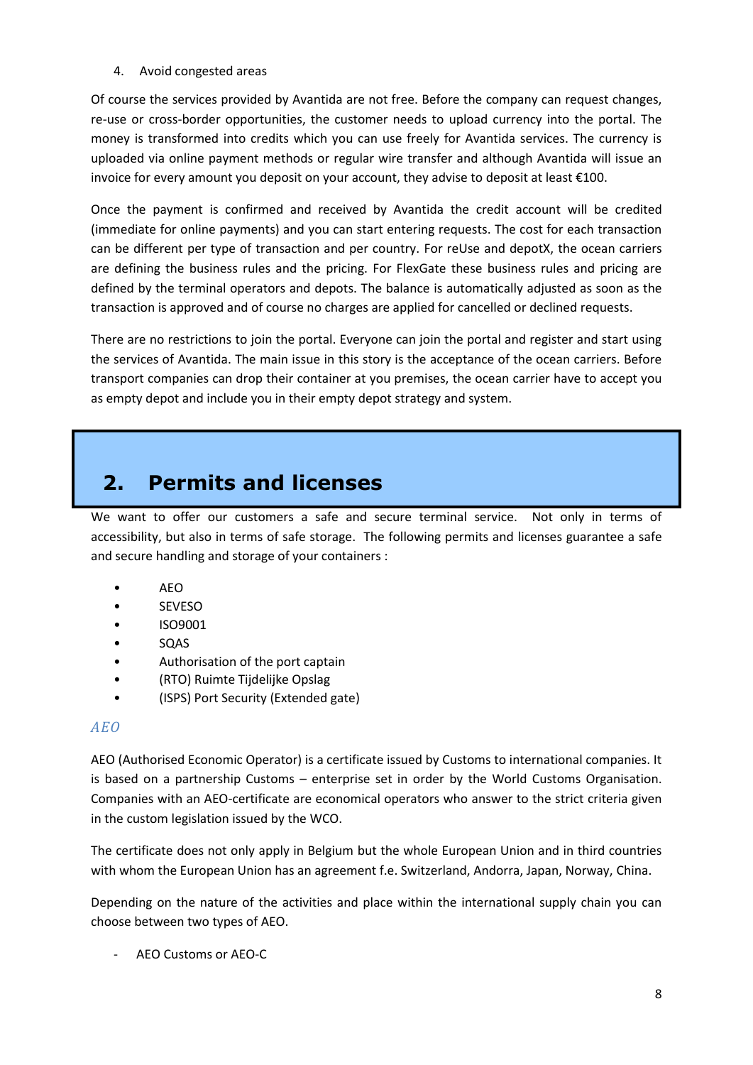4. Avoid congested areas

Of course the services provided by Avantida are not free. Before the company can request changes, re-use or cross-border opportunities, the customer needs to upload currency into the portal. The money is transformed into credits which you can use freely for Avantida services. The currency is uploaded via online payment methods or regular wire transfer and although Avantida will issue an invoice for every amount you deposit on your account, they advise to deposit at least €100.

Once the payment is confirmed and received by Avantida the credit account will be credited (immediate for online payments) and you can start entering requests. The cost for each transaction can be different per type of transaction and per country. For reUse and depotX, the ocean carriers are defining the business rules and the pricing. For FlexGate these business rules and pricing are defined by the terminal operators and depots. The balance is automatically adjusted as soon as the transaction is approved and of course no charges are applied for cancelled or declined requests.

There are no restrictions to join the portal. Everyone can join the portal and register and start using the services of Avantida. The main issue in this story is the acceptance of the ocean carriers. Before transport companies can drop their container at you premises, the ocean carrier have to accept you as empty depot and include you in their empty depot strategy and system.

# 2. Permits and licenses

We want to offer our customers a safe and secure terminal service. Not only in terms of accessibility, but also in terms of safe storage. The following permits and licenses guarantee a safe and secure handling and storage of your containers :

- AEO
- SEVESO
- ISO9001
- SQAS
- Authorisation of the port captain
- (RTO) Ruimte Tijdelijke Opslag
- (ISPS) Port Security (Extended gate)

### *AEO*

AEO (Authorised Economic Operator) is a certificate issued by Customs to international companies. It is based on a partnership Customs – enterprise set in order by the World Customs Organisation. Companies with an AEO-certificate are economical operators who answer to the strict criteria given in the custom legislation issued by the WCO.

The certificate does not only apply in Belgium but the whole European Union and in third countries with whom the European Union has an agreement f.e. Switzerland, Andorra, Japan, Norway, China.

Depending on the nature of the activities and place within the international supply chain you can choose between two types of AEO.

- AEO Customs or AEO-C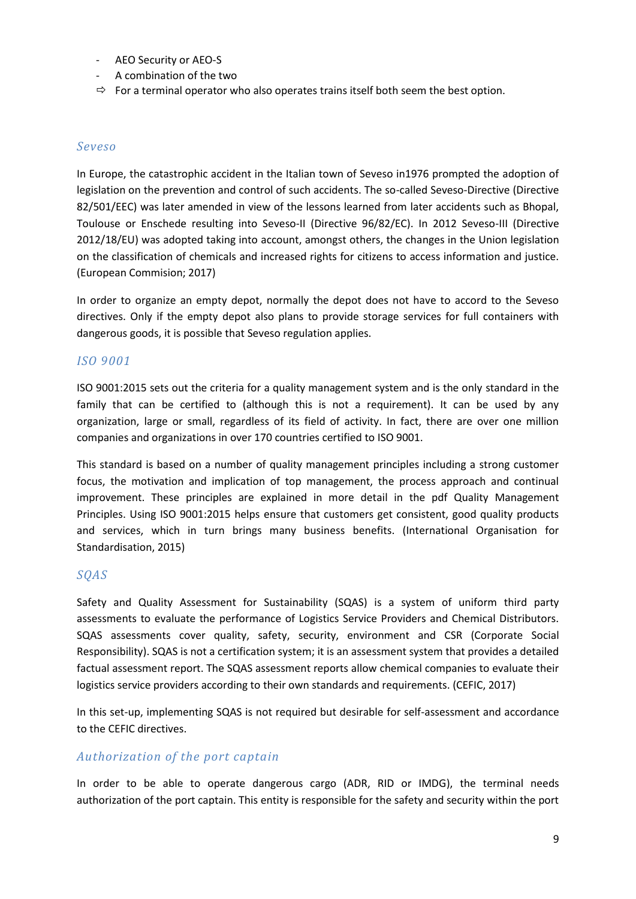- AEO Security or AEO-S
- A combination of the two
- ⇨ For a terminal operator who also operates trains itself both seem the best option.

### *Seveso*

In Europe, the catastrophic accident in the Italian town of Seveso in1976 prompted the adoption of legislation on the prevention and control of such accidents. The so-called Seveso-Directive (Directive 82/501/EEC) was later amended in view of the lessons learned from later accidents such as Bhopal, Toulouse or Enschede resulting into Seveso-II (Directive 96/82/EC). In 2012 Seveso-III (Directive 2012/18/EU) was adopted taking into account, amongst others, the changes in the Union legislation on the classification of chemicals and increased rights for citizens to access information and justice. (European Commision; 2017)

In order to organize an empty depot, normally the depot does not have to accord to the Seveso directives. Only if the empty depot also plans to provide storage services for full containers with dangerous goods, it is possible that Seveso regulation applies.

### *ISO 9001*

ISO 9001:2015 sets out the criteria for a quality management system and is the only standard in the family that can be certified to (although this is not a requirement). It can be used by any organization, large or small, regardless of its field of activity. In fact, there are over one million companies and organizations in over 170 countries certified to ISO 9001.

This standard is based on a number of quality management principles including a strong customer focus, the motivation and implication of top management, the process approach and continual improvement. These principles are explained in more detail in the pdf Quality Management Principles. Using ISO 9001:2015 helps ensure that customers get consistent, good quality products and services, which in turn brings many business benefits. (International Organisation for Standardisation, 2015)

### *SQAS*

Safety and Quality Assessment for Sustainability (SQAS) is a system of uniform third party assessments to evaluate the performance of Logistics Service Providers and Chemical Distributors. SQAS assessments cover quality, safety, security, environment and CSR (Corporate Social Responsibility). SQAS is not a certification system; it is an assessment system that provides a detailed factual assessment report. The SQAS assessment reports allow chemical companies to evaluate their logistics service providers according to their own standards and requirements. (CEFIC, 2017)

In this set-up, implementing SQAS is not required but desirable for self-assessment and accordance to the CEFIC directives.

### *Authorization of the port captain*

In order to be able to operate dangerous cargo (ADR, RID or IMDG), the terminal needs authorization of the port captain. This entity is responsible for the safety and security within the port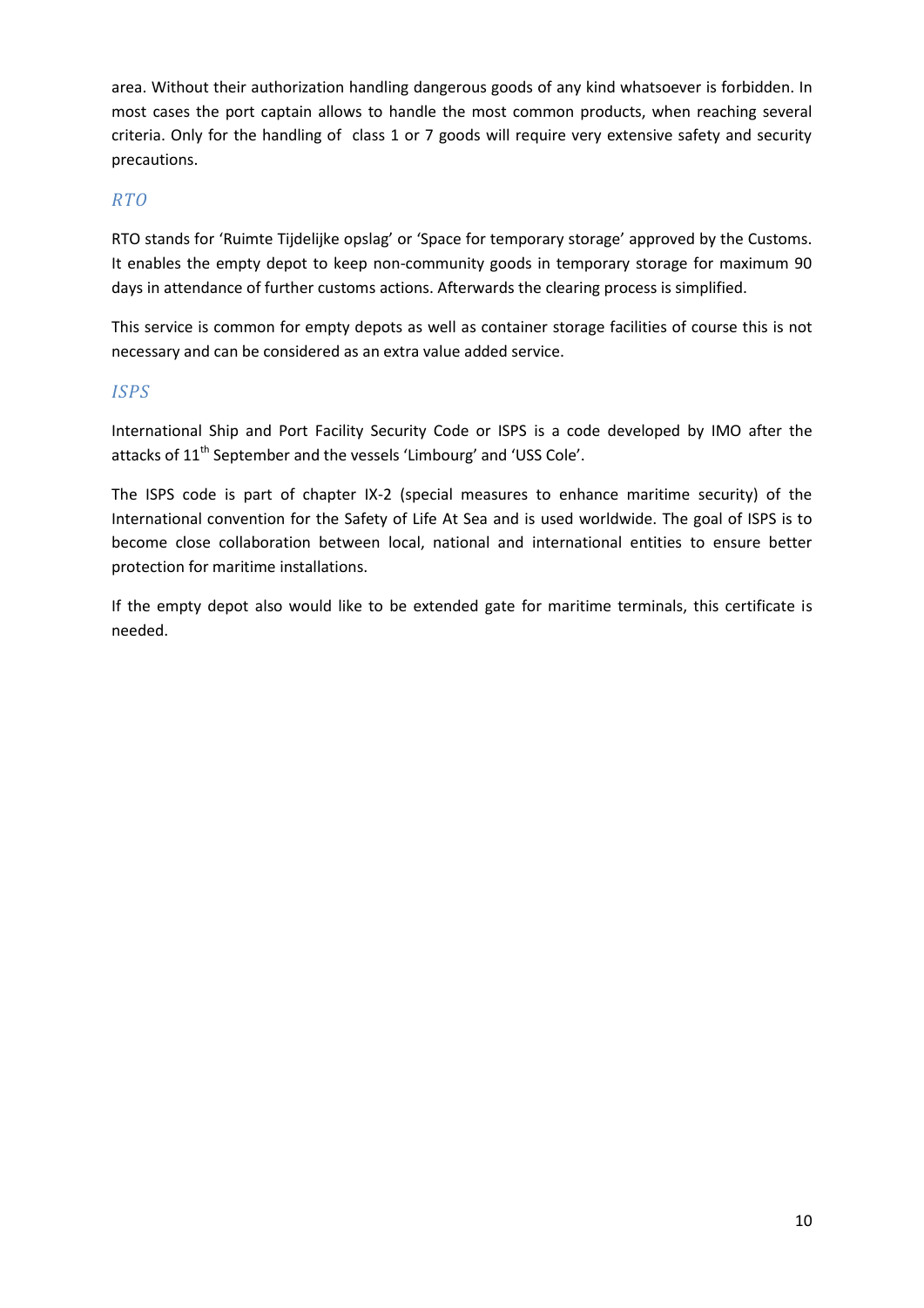area. Without their authorization handling dangerous goods of any kind whatsoever is forbidden. In most cases the port captain allows to handle the most common products, when reaching several criteria. Only for the handling of class 1 or 7 goods will require very extensive safety and security precautions.

### *RTO*

RTO stands for 'Ruimte Tijdelijke opslag' or 'Space for temporary storage' approved by the Customs. It enables the empty depot to keep non-community goods in temporary storage for maximum 90 days in attendance of further customs actions. Afterwards the clearing process is simplified.

This service is common for empty depots as well as container storage facilities of course this is not necessary and can be considered as an extra value added service.

### *ISPS*

International Ship and Port Facility Security Code or ISPS is a code developed by IMO after the attacks of 11th September and the vessels 'Limbourg' and 'USS Cole'.

The ISPS code is part of chapter IX-2 (special measures to enhance maritime security) of the International convention for the Safety of Life At Sea and is used worldwide. The goal of ISPS is to become close collaboration between local, national and international entities to ensure better protection for maritime installations.

If the empty depot also would like to be extended gate for maritime terminals, this certificate is needed.